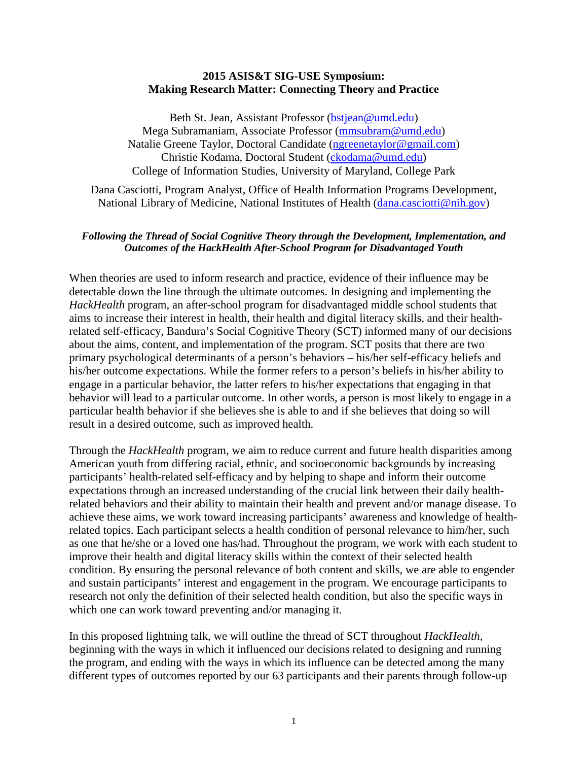**2015 ASIS&T SIG-USE Symposium:**
**Making Research Matter: Connecting Theory and Practice**

Beth St. Jean, Assistant Professor (bstjean@umd.edu)
Mega Subramaniam, Associate Professor (mmsubram@umd.edu)
Natalie Greene Taylor, Doctoral Candidate (ngreenetaylor@gmail.com)
Christie Kodama, Doctoral Student (ckodama@umd.edu)
College of Information Studies, University of Maryland, College Park

Dana Casciotti, Program Analyst, Office of Health Information Programs Development, National Library of Medicine, National Institutes of Health (dana.casciotti@nih.gov)

***Following the Thread of Social Cognitive Theory through the Development, Implementation, and Outcomes of the HackHealth After-School Program for Disadvantaged Youth***

When theories are used to inform research and practice, evidence of their influence may be detectable down the line through the ultimate outcomes. In designing and implementing the *HackHealth* program, an after-school program for disadvantaged middle school students that aims to increase their interest in health, their health and digital literacy skills, and their health-related self-efficacy, Bandura's Social Cognitive Theory (SCT) informed many of our decisions about the aims, content, and implementation of the program. SCT posits that there are two primary psychological determinants of a person's behaviors – his/her self-efficacy beliefs and his/her outcome expectations. While the former refers to a person's beliefs in his/her ability to engage in a particular behavior, the latter refers to his/her expectations that engaging in that behavior will lead to a particular outcome. In other words, a person is most likely to engage in a particular health behavior if she believes she is able to and if she believes that doing so will result in a desired outcome, such as improved health.

Through the *HackHealth* program, we aim to reduce current and future health disparities among American youth from differing racial, ethnic, and socioeconomic backgrounds by increasing participants' health-related self-efficacy and by helping to shape and inform their outcome expectations through an increased understanding of the crucial link between their daily health-related behaviors and their ability to maintain their health and prevent and/or manage disease. To achieve these aims, we work toward increasing participants' awareness and knowledge of health-related topics. Each participant selects a health condition of personal relevance to him/her, such as one that he/she or a loved one has/had. Throughout the program, we work with each student to improve their health and digital literacy skills within the context of their selected health condition. By ensuring the personal relevance of both content and skills, we are able to engender and sustain participants' interest and engagement in the program. We encourage participants to research not only the definition of their selected health condition, but also the specific ways in which one can work toward preventing and/or managing it.

In this proposed lightning talk, we will outline the thread of SCT throughout *HackHealth*, beginning with the ways in which it influenced our decisions related to designing and running the program, and ending with the ways in which its influence can be detected among the many different types of outcomes reported by our 63 participants and their parents through follow-up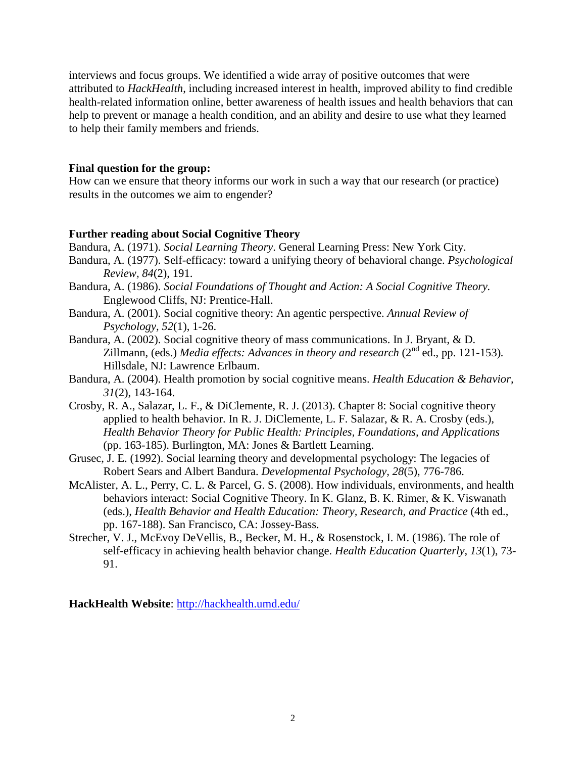interviews and focus groups. We identified a wide array of positive outcomes that were attributed to *HackHealth*, including increased interest in health, improved ability to find credible health-related information online, better awareness of health issues and health behaviors that can help to prevent or manage a health condition, and an ability and desire to use what they learned to help their family members and friends.

**Final question for the group:**
How can we ensure that theory informs our work in such a way that our research (or practice) results in the outcomes we aim to engender?

**Further reading about Social Cognitive Theory**

Bandura, A. (1971). *Social Learning Theory*. General Learning Press: New York City.

Bandura, A. (1977). Self-efficacy: toward a unifying theory of behavioral change. *Psychological Review, 84*(2), 191.

Bandura, A. (1986). *Social Foundations of Thought and Action: A Social Cognitive Theory.* Englewood Cliffs, NJ: Prentice-Hall.

Bandura, A. (2001). Social cognitive theory: An agentic perspective. *Annual Review of Psychology, 52*(1), 1-26.

Bandura, A. (2002). Social cognitive theory of mass communications. In J. Bryant, & D. Zillmann, (eds.) *Media effects: Advances in theory and research* (2nd ed., pp. 121-153). Hillsdale, NJ: Lawrence Erlbaum.

Bandura, A. (2004). Health promotion by social cognitive means. *Health Education & Behavior, 31*(2), 143-164.

Crosby, R. A., Salazar, L. F., & DiClemente, R. J. (2013). Chapter 8: Social cognitive theory applied to health behavior. In R. J. DiClemente, L. F. Salazar, & R. A. Crosby (eds.), *Health Behavior Theory for Public Health: Principles, Foundations, and Applications* (pp. 163-185). Burlington, MA: Jones & Bartlett Learning.

Grusec, J. E. (1992). Social learning theory and developmental psychology: The legacies of Robert Sears and Albert Bandura. *Developmental Psychology, 28*(5), 776-786.

McAlister, A. L., Perry, C. L. & Parcel, G. S. (2008). How individuals, environments, and health behaviors interact: Social Cognitive Theory. In K. Glanz, B. K. Rimer, & K. Viswanath (eds.), *Health Behavior and Health Education: Theory, Research, and Practice* (4th ed., pp. 167-188). San Francisco, CA: Jossey-Bass.

Strecher, V. J., McEvoy DeVellis, B., Becker, M. H., & Rosenstock, I. M. (1986). The role of self-efficacy in achieving health behavior change. *Health Education Quarterly, 13*(1), 73-91.

**HackHealth Website**: http://hackhealth.umd.edu/